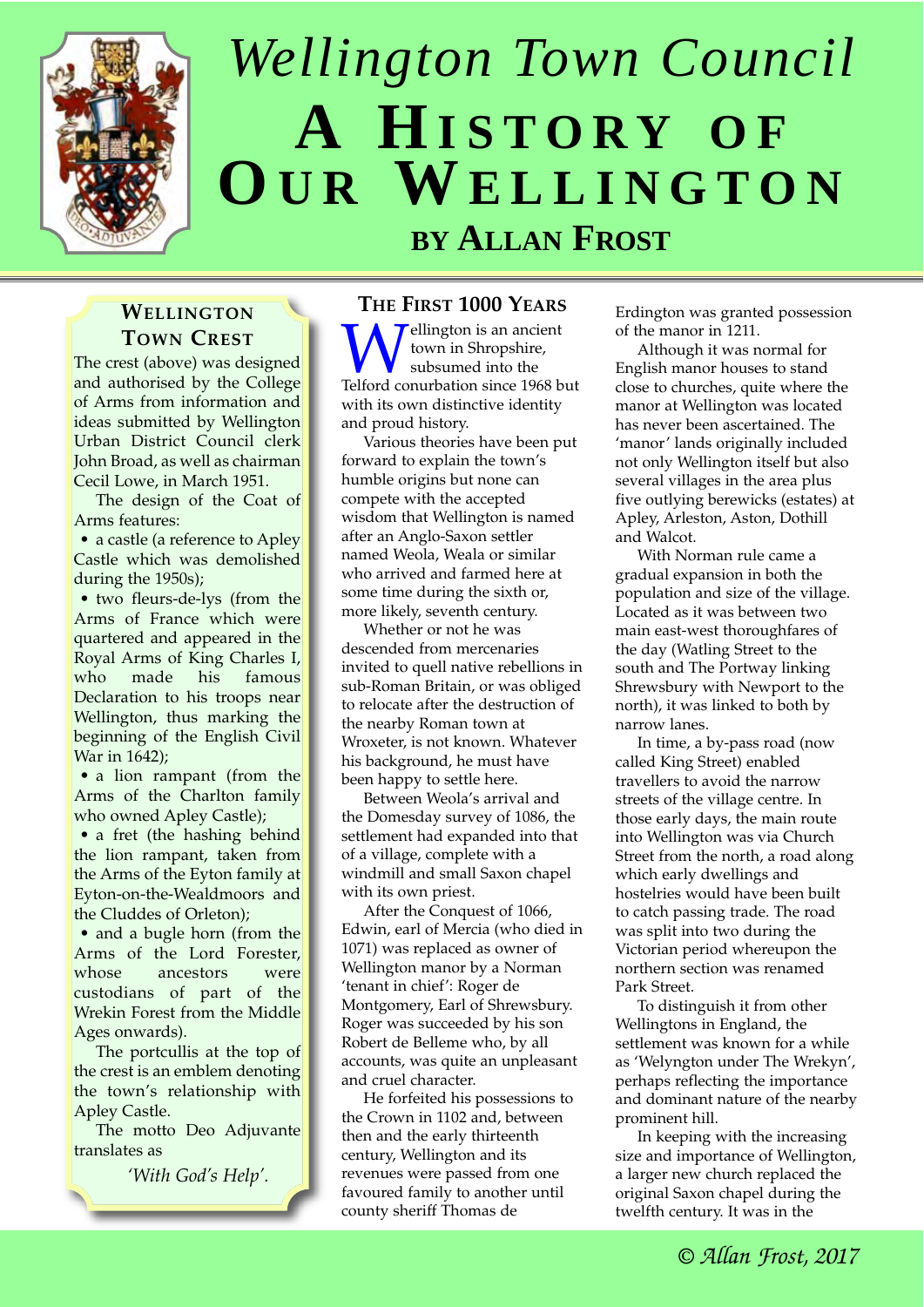# Wellington Town Council

# A History of Our Wellington

### by Allan Frost

## Wellington Town Crest

The crest (above) was designed and authorised by the College of Arms from information and ideas submitted by Wellington Urban District Council clerk John Broad, as well as chairman Cecil Lowe, in March 1951.

The design of the Coat of Arms features:

- a castle (a reference to Apley Castle which was demolished during the 1950s);
- two fleurs-de-lys (from the Arms of France which were quartered and appeared in the Royal Arms of King Charles I, who made his famous Declaration to his troops near Wellington, thus marking the beginning of the English Civil War in 1642);
- a lion rampant (from the Arms of the Charlton family who owned Apley Castle);
- a fret (the hashing behind the lion rampant, taken from the Arms of the Eyton family at Eyton-on-the-Wealdmoors and the Cluddes of Orleton);
- and a bugle horn (from the Arms of the Lord Forester, whose ancestors were custodians of part of the Wrekin Forest from the Middle Ages onwards).

The portcullis at the top of the crest is an emblem denoting the town's relationship with Apley Castle.

The motto Deo Adjuvante translates as

*'With God's Help'.*

## The First 1000 Years

Wellington is an ancient town in Shropshire, subsumed into the Telford conurbation since 1968 but with its own distinctive identity and proud history.

Various theories have been put forward to explain the town's humble origins but none can compete with the accepted wisdom that Wellington is named after an Anglo-Saxon settler named Weola, Weala or similar who arrived and farmed here at some time during the sixth or, more likely, seventh century.

Whether or not he was descended from mercenaries invited to quell native rebellions in sub-Roman Britain, or was obliged to relocate after the destruction of the nearby Roman town at Wroxeter, is not known. Whatever his background, he must have been happy to settle here.

Between Weola's arrival and the Domesday survey of 1086, the settlement had expanded into that of a village, complete with a windmill and small Saxon chapel with its own priest.

After the Conquest of 1066, Edwin, earl of Mercia (who died in 1071) was replaced as owner of Wellington manor by a Norman 'tenant in chief': Roger de Montgomery, Earl of Shrewsbury. Roger was succeeded by his son Robert de Belleme who, by all accounts, was quite an unpleasant and cruel character.

He forfeited his possessions to the Crown in 1102 and, between then and the early thirteenth century, Wellington and its revenues were passed from one favoured family to another until county sheriff Thomas de Erdington was granted possession of the manor in 1211.

Although it was normal for English manor houses to stand close to churches, quite where the manor at Wellington was located has never been ascertained. The 'manor' lands originally included not only Wellington itself but also several villages in the area plus five outlying berewicks (estates) at Apley, Arleston, Aston, Dothill and Walcot.

With Norman rule came a gradual expansion in both the population and size of the village. Located as it was between two main east-west thoroughfares of the day (Watling Street to the south and The Portway linking Shrewsbury with Newport to the north), it was linked to both by narrow lanes.

In time, a by-pass road (now called King Street) enabled travellers to avoid the narrow streets of the village centre. In those early days, the main route into Wellington was via Church Street from the north, a road along which early dwellings and hostelries would have been built to catch passing trade. The road was split into two during the Victorian period whereupon the northern section was renamed Park Street.

To distinguish it from other Wellingtons in England, the settlement was known for a while as 'Welyngton under The Wrekyn', perhaps reflecting the importance and dominant nature of the nearby prominent hill.

In keeping with the increasing size and importance of Wellington, a larger new church replaced the original Saxon chapel during the twelfth century. It was in the

*© Allan Frost, 2017*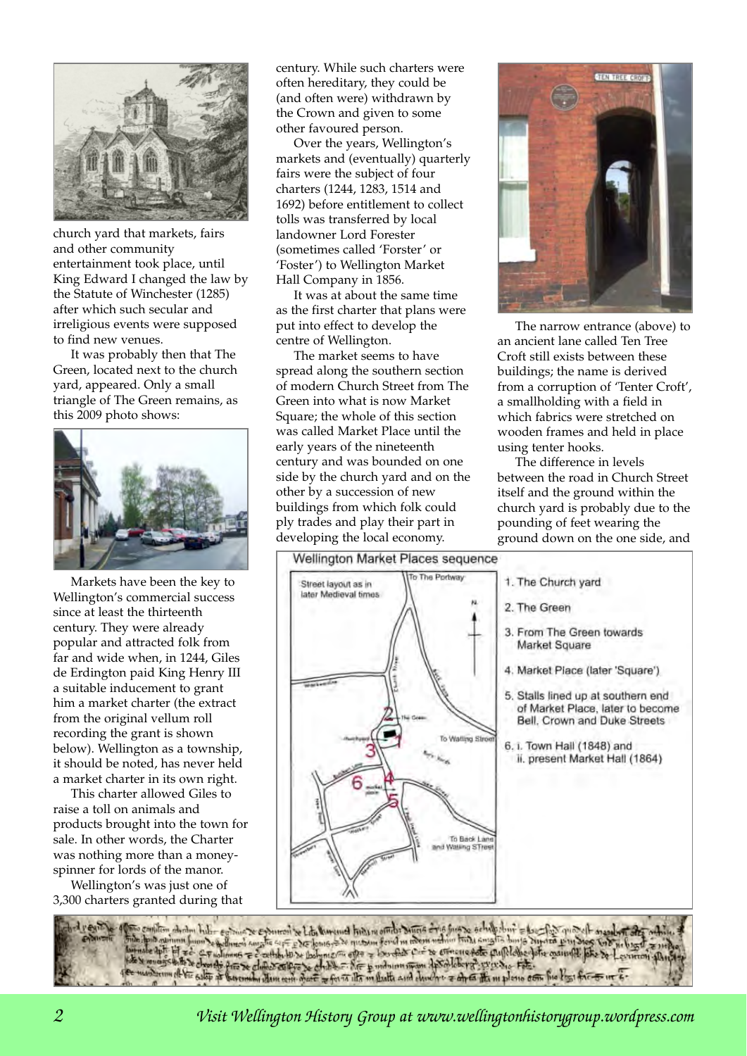church yard that markets, fairs and other community entertainment took place, until King Edward I changed the law by the Statute of Winchester (1285) after which such secular and irreligious events were supposed to find new venues.

It was probably then that The Green, located next to the church yard, appeared. Only a small triangle of The Green remains, as this 2009 photo shows:

Markets have been the key to Wellington's commercial success since at least the thirteenth century. They were already popular and attracted folk from far and wide when, in 1244, Giles de Erdington paid King Henry III a suitable inducement to grant him a market charter (the extract from the original vellum roll recording the grant is shown below). Wellington as a township, it should be noted, has never held a market charter in its own right.

This charter allowed Giles to raise a toll on animals and products brought into the town for sale. In other words, the Charter was nothing more than a money-spinner for lords of the manor.

Wellington's was just one of 3,300 charters granted during that century. While such charters were often hereditary, they could be (and often were) withdrawn by the Crown and given to some other favoured person.

Over the years, Wellington's markets and (eventually) quarterly fairs were the subject of four charters (1244, 1283, 1514 and 1692) before entitlement to collect tolls was transferred by local landowner Lord Forester (sometimes called 'Forster' or 'Foster') to Wellington Market Hall Company in 1856.

It was at about the same time as the first charter that plans were put into effect to develop the centre of Wellington.

The market seems to have spread along the southern section of modern Church Street from The Green into what is now Market Square; the whole of this section was called Market Place until the early years of the nineteenth century and was bounded on one side by the church yard and on the other by a succession of new buildings from which folk could ply trades and play their part in developing the local economy.

The narrow entrance (above) to an ancient lane called Ten Tree Croft still exists between these buildings; the name is derived from a corruption of 'Tenter Croft', a smallholding with a field in which fabrics were stretched on wooden frames and held in place using tenter hooks.

The difference in levels between the road in Church Street itself and the ground within the church yard is probably due to the pounding of feet wearing the ground down on the one side, and

**Wellington Market Places sequence**

Street layout as in later Medieval times

1. The Church yard
2. The Green
3. From The Green towards Market Square
4. Market Place (later 'Square')
5. Stalls lined up at southern end of Market Place, later to become Bell, Crown and Duke Streets
6. i. Town Hall (1848) and ii. present Market Hall (1864)

*Visit Wellington History Group at www.wellingtonhistorygroup.wordpress.com*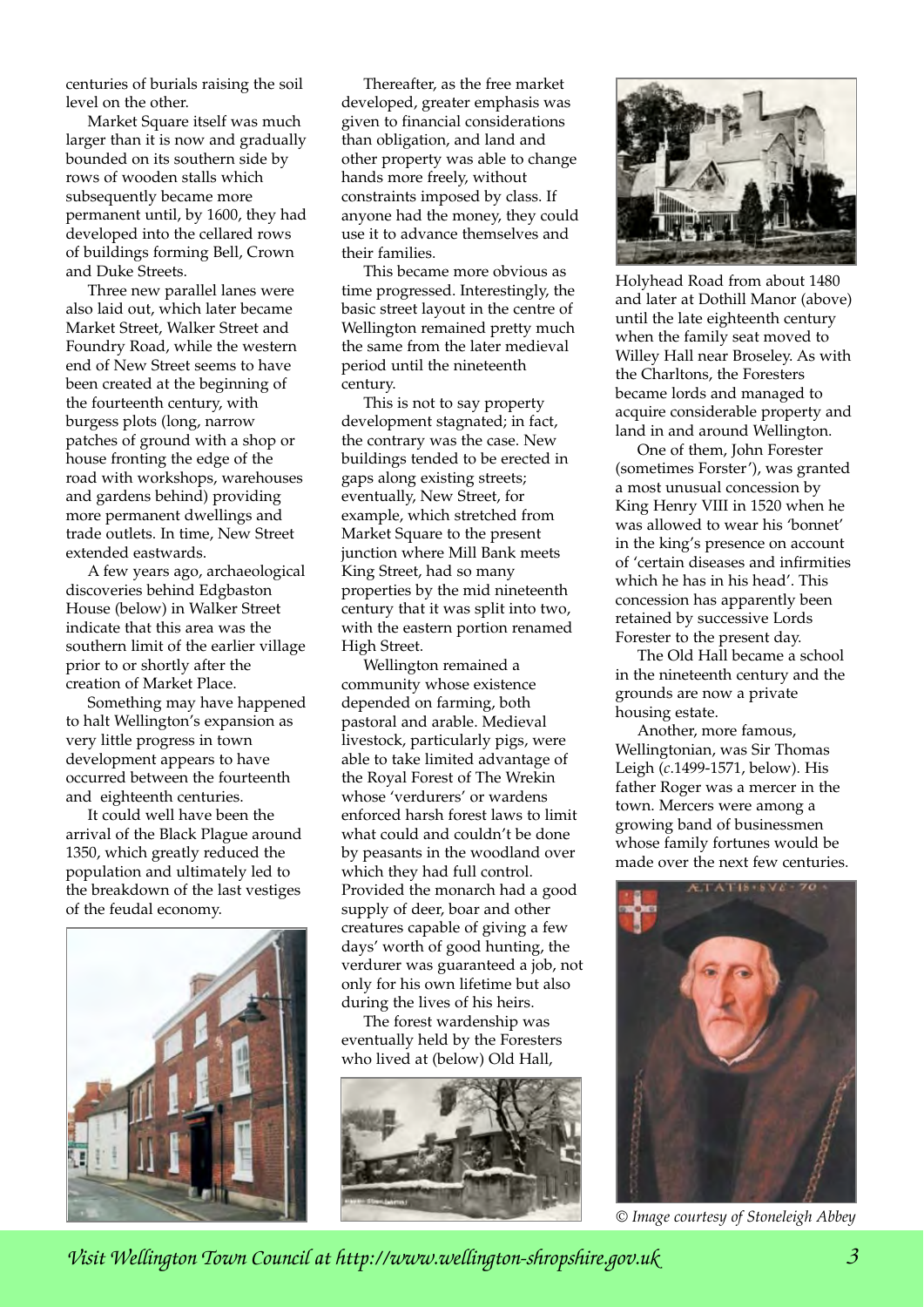centuries of burials raising the soil level on the other.

Market Square itself was much larger than it is now and gradually bounded on its southern side by rows of wooden stalls which subsequently became more permanent until, by 1600, they had developed into the cellared rows of buildings forming Bell, Crown and Duke Streets.

Three new parallel lanes were also laid out, which later became Market Street, Walker Street and Foundry Road, while the western end of New Street seems to have been created at the beginning of the fourteenth century, with burgess plots (long, narrow patches of ground with a shop or house fronting the edge of the road with workshops, warehouses and gardens behind) providing more permanent dwellings and trade outlets. In time, New Street extended eastwards.

A few years ago, archaeological discoveries behind Edgbaston House (below) in Walker Street indicate that this area was the southern limit of the earlier village prior to or shortly after the creation of Market Place.

Something may have happened to halt Wellington's expansion as very little progress in town development appears to have occurred between the fourteenth and eighteenth centuries.

It could well have been the arrival of the Black Plague around 1350, which greatly reduced the population and ultimately led to the breakdown of the last vestiges of the feudal economy.

Thereafter, as the free market developed, greater emphasis was given to financial considerations than obligation, and land and other property was able to change hands more freely, without constraints imposed by class. If anyone had the money, they could use it to advance themselves and their families.

This became more obvious as time progressed. Interestingly, the basic street layout in the centre of Wellington remained pretty much the same from the later medieval period until the nineteenth century.

This is not to say property development stagnated; in fact, the contrary was the case. New buildings tended to be erected in gaps along existing streets; eventually, New Street, for example, which stretched from Market Square to the present junction where Mill Bank meets King Street, had so many properties by the mid nineteenth century that it was split into two, with the eastern portion renamed High Street.

Wellington remained a community whose existence depended on farming, both pastoral and arable. Medieval livestock, particularly pigs, were able to take limited advantage of the Royal Forest of The Wrekin whose 'verdurers' or wardens enforced harsh forest laws to limit what could and couldn't be done by peasants in the woodland over which they had full control. Provided the monarch had a good supply of deer, boar and other creatures capable of giving a few days' worth of good hunting, the verdurer was guaranteed a job, not only for his own lifetime but also during the lives of his heirs.

The forest wardenship was eventually held by the Foresters who lived at (below) Old Hall, Holyhead Road from about 1480 and later at Dothill Manor (above) until the late eighteenth century when the family seat moved to Willey Hall near Broseley. As with the Charltons, the Foresters became lords and managed to acquire considerable property and land in and around Wellington.

One of them, John Forester (sometimes Forster'), was granted a most unusual concession by King Henry VIII in 1520 when he was allowed to wear his 'bonnet' in the king's presence on account of 'certain diseases and infirmities which he has in his head'. This concession has apparently been retained by successive Lords Forester to the present day.

The Old Hall became a school in the nineteenth century and the grounds are now a private housing estate.

Another, more famous, Wellingtonian, was Sir Thomas Leigh (*c*.1499-1571, below). His father Roger was a mercer in the town. Mercers were among a growing band of businessmen whose family fortunes would be made over the next few centuries.

*© Image courtesy of Stoneleigh Abbey*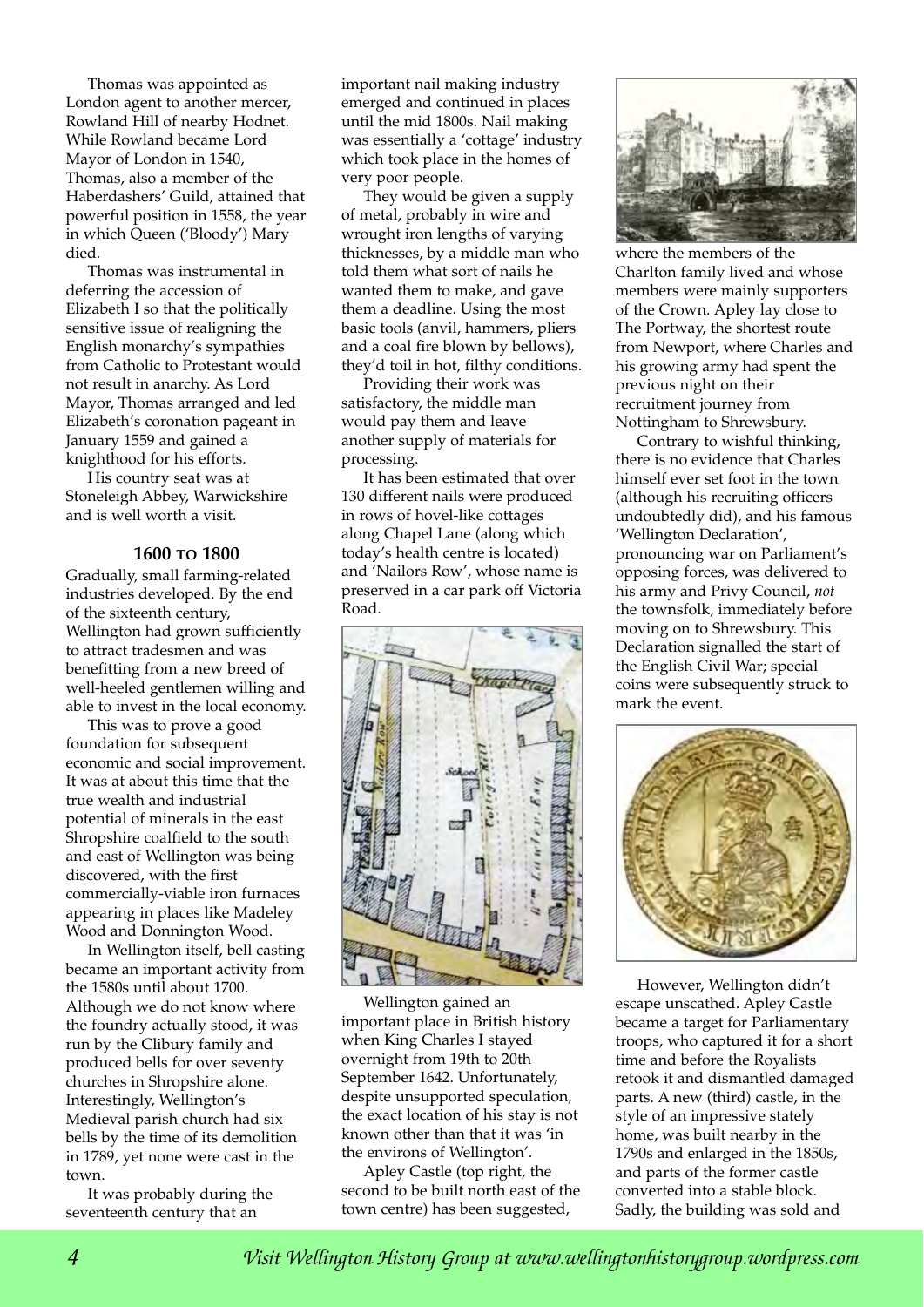Thomas was appointed as London agent to another mercer, Rowland Hill of nearby Hodnet. While Rowland became Lord Mayor of London in 1540, Thomas, also a member of the Haberdashers' Guild, attained that powerful position in 1558, the year in which Queen ('Bloody') Mary died.

Thomas was instrumental in deferring the accession of Elizabeth I so that the politically sensitive issue of realigning the English monarchy's sympathies from Catholic to Protestant would not result in anarchy. As Lord Mayor, Thomas arranged and led Elizabeth's coronation pageant in January 1559 and gained a knighthood for his efforts.

His country seat was at Stoneleigh Abbey, Warwickshire and is well worth a visit.

### 1600 TO 1800

Gradually, small farming-related industries developed. By the end of the sixteenth century, Wellington had grown sufficiently to attract tradesmen and was benefitting from a new breed of well-heeled gentlemen willing and able to invest in the local economy.

This was to prove a good foundation for subsequent economic and social improvement. It was at about this time that the true wealth and industrial potential of minerals in the east Shropshire coalfield to the south and east of Wellington was being discovered, with the first commercially-viable iron furnaces appearing in places like Madeley Wood and Donnington Wood.

In Wellington itself, bell casting became an important activity from the 1580s until about 1700. Although we do not know where the foundry actually stood, it was run by the Clibury family and produced bells for over seventy churches in Shropshire alone. Interestingly, Wellington's Medieval parish church had six bells by the time of its demolition in 1789, yet none were cast in the town.

It was probably during the seventeenth century that an important nail making industry emerged and continued in places until the mid 1800s. Nail making was essentially a 'cottage' industry which took place in the homes of very poor people.

They would be given a supply of metal, probably in wire and wrought iron lengths of varying thicknesses, by a middle man who told them what sort of nails he wanted them to make, and gave them a deadline. Using the most basic tools (anvil, hammers, pliers and a coal fire blown by bellows), they'd toil in hot, filthy conditions.

Providing their work was satisfactory, the middle man would pay them and leave another supply of materials for processing.

It has been estimated that over 130 different nails were produced in rows of hovel-like cottages along Chapel Lane (along which today's health centre is located) and 'Nailors Row', whose name is preserved in a car park off Victoria Road.

Wellington gained an important place in British history when King Charles I stayed overnight from 19th to 20th September 1642. Unfortunately, despite unsupported speculation, the exact location of his stay is not known other than that it was 'in the environs of Wellington'.

Apley Castle (top right, the second to be built north east of the town centre) has been suggested, where the members of the Charlton family lived and whose members were mainly supporters of the Crown. Apley lay close to The Portway, the shortest route from Newport, where Charles and his growing army had spent the previous night on their recruitment journey from Nottingham to Shrewsbury.

Contrary to wishful thinking, there is no evidence that Charles himself ever set foot in the town (although his recruiting officers undoubtedly did), and his famous 'Wellington Declaration', pronouncing war on Parliament's opposing forces, was delivered to his army and Privy Council, *not* the townsfolk, immediately before moving on to Shrewsbury. This Declaration signalled the start of the English Civil War; special coins were subsequently struck to mark the event.

However, Wellington didn't escape unscathed. Apley Castle became a target for Parliamentary troops, who captured it for a short time and before the Royalists retook it and dismantled damaged parts. A new (third) castle, in the style of an impressive stately home, was built nearby in the 1790s and enlarged in the 1850s, and parts of the former castle converted into a stable block. Sadly, the building was sold and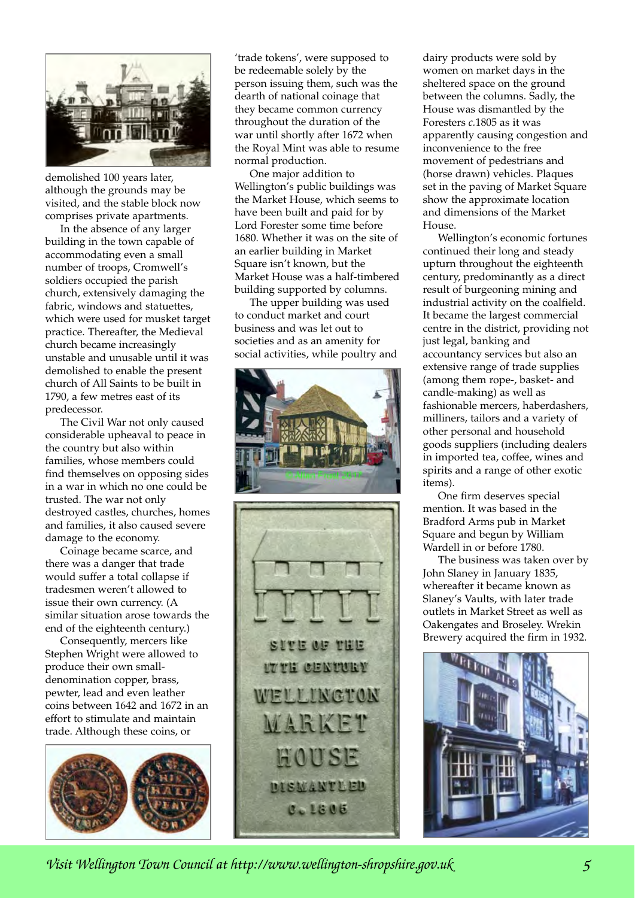demolished 100 years later, although the grounds may be visited, and the stable block now comprises private apartments.

In the absence of any larger building in the town capable of accommodating even a small number of troops, Cromwell's soldiers occupied the parish church, extensively damaging the fabric, windows and statuettes, which were used for musket target practice. Thereafter, the Medieval church became increasingly unstable and unusable until it was demolished to enable the present church of All Saints to be built in 1790, a few metres east of its predecessor.

The Civil War not only caused considerable upheaval to peace in the country but also within families, whose members could find themselves on opposing sides in a war in which no one could be trusted. The war not only destroyed castles, churches, homes and families, it also caused severe damage to the economy.

Coinage became scarce, and there was a danger that trade would suffer a total collapse if tradesmen weren't allowed to issue their own currency. (A similar situation arose towards the end of the eighteenth century.)

Consequently, mercers like Stephen Wright were allowed to produce their own small-denomination copper, brass, pewter, lead and even leather coins between 1642 and 1672 in an effort to stimulate and maintain trade. Although these coins, or 'trade tokens', were supposed to be redeemable solely by the person issuing them, such was the dearth of national coinage that they became common currency throughout the duration of the war until shortly after 1672 when the Royal Mint was able to resume normal production.

One major addition to Wellington's public buildings was the Market House, which seems to have been built and paid for by Lord Forester some time before 1680. Whether it was on the site of an earlier building in Market Square isn't known, but the Market House was a half-timbered building supported by columns.

The upper building was used to conduct market and court business and was let out to societies and as an amenity for social activities, while poultry and dairy products were sold by women on market days in the sheltered space on the ground between the columns. Sadly, the House was dismantled by the Foresters *c.*1805 as it was apparently causing congestion and inconvenience to the free movement of pedestrians and (horse drawn) vehicles. Plaques set in the paving of Market Square show the approximate location and dimensions of the Market House.

Wellington's economic fortunes continued their long and steady upturn throughout the eighteenth century, predominantly as a direct result of burgeoning mining and industrial activity on the coalfield. It became the largest commercial centre in the district, providing not just legal, banking and accountancy services but also an extensive range of trade supplies (among them rope-, basket- and candle-making) as well as fashionable mercers, haberdashers, milliners, tailors and a variety of other personal and household goods suppliers (including dealers in imported tea, coffee, wines and spirits and a range of other exotic items).

One firm deserves special mention. It was based in the Bradford Arms pub in Market Square and begun by William Wardell in or before 1780.

The business was taken over by John Slaney in January 1835, whereafter it became known as Slaney's Vaults, with later trade outlets in Market Street as well as Oakengates and Broseley. Wrekin Brewery acquired the firm in 1932.

*Visit Wellington Town Council at http://www.wellington-shropshire.gov.uk*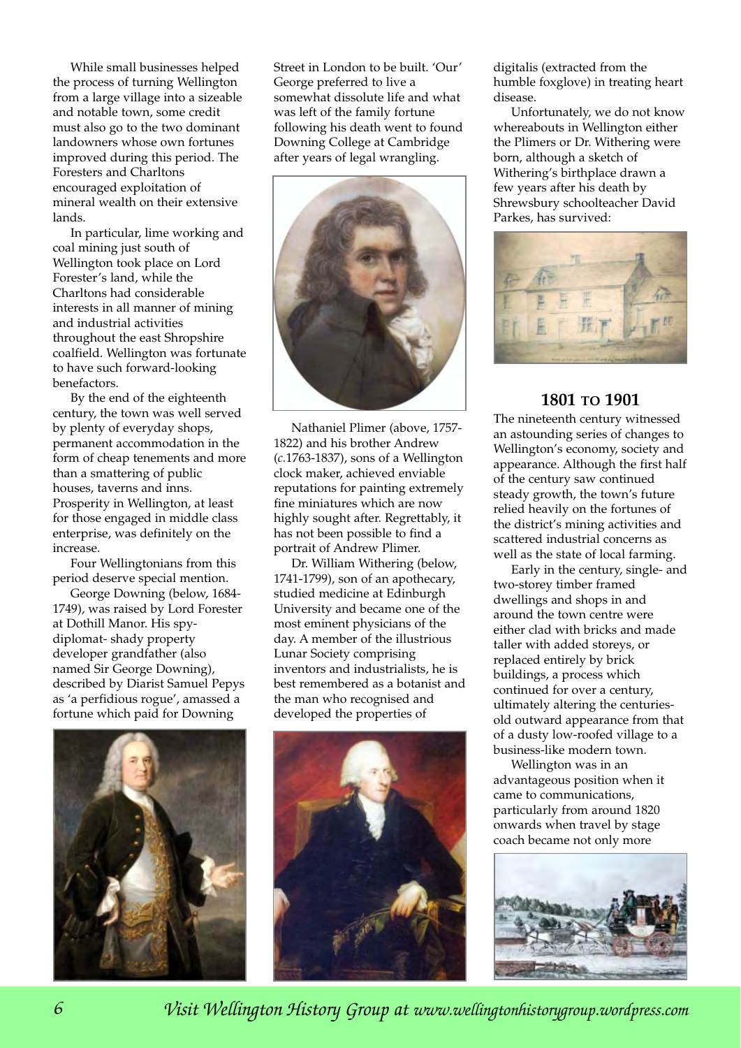While small businesses helped the process of turning Wellington from a large village into a sizeable and notable town, some credit must also go to the two dominant landowners whose own fortunes improved during this period. The Foresters and Charltons encouraged exploitation of mineral wealth on their extensive lands.

In particular, lime working and coal mining just south of Wellington took place on Lord Forester's land, while the Charltons had considerable interests in all manner of mining and industrial activities throughout the east Shropshire coalfield. Wellington was fortunate to have such forward-looking benefactors.

By the end of the eighteenth century, the town was well served by plenty of everyday shops, permanent accommodation in the form of cheap tenements and more than a smattering of public houses, taverns and inns. Prosperity in Wellington, at least for those engaged in middle class enterprise, was definitely on the increase.

Four Wellingtonians from this period deserve special mention.

George Downing (below, 1684-1749), was raised by Lord Forester at Dothill Manor. His spy-diplomat- shady property developer grandfather (also named Sir George Downing), described by Diarist Samuel Pepys as 'a perfidious rogue', amassed a fortune which paid for Downing Street in London to be built. 'Our' George preferred to live a somewhat dissolute life and what was left of the family fortune following his death went to found Downing College at Cambridge after years of legal wrangling.

Nathaniel Plimer (above, 1757-1822) and his brother Andrew (*c.*1763-1837), sons of a Wellington clock maker, achieved enviable reputations for painting extremely fine miniatures which are now highly sought after. Regrettably, it has not been possible to find a portrait of Andrew Plimer.

Dr. William Withering (below, 1741-1799), son of an apothecary, studied medicine at Edinburgh University and became one of the most eminent physicians of the day. A member of the illustrious Lunar Society comprising inventors and industrialists, he is best remembered as a botanist and the man who recognised and developed the properties of digitalis (extracted from the humble foxglove) in treating heart disease.

Unfortunately, we do not know whereabouts in Wellington either the Plimers or Dr. Withering were born, although a sketch of Withering's birthplace drawn a few years after his death by Shrewsbury schoolteacher David Parkes, has survived:

## 1801 TO 1901

The nineteenth century witnessed an astounding series of changes to Wellington's economy, society and appearance. Although the first half of the century saw continued steady growth, the town's future relied heavily on the fortunes of the district's mining activities and scattered industrial concerns as well as the state of local farming.

Early in the century, single- and two-storey timber framed dwellings and shops in and around the town centre were either clad with bricks and made taller with added storeys, or replaced entirely by brick buildings, a process which continued for over a century, ultimately altering the centuries-old outward appearance from that of a dusty low-roofed village to a business-like modern town.

Wellington was in an advantageous position when it came to communications, particularly from around 1820 onwards when travel by stage coach became not only more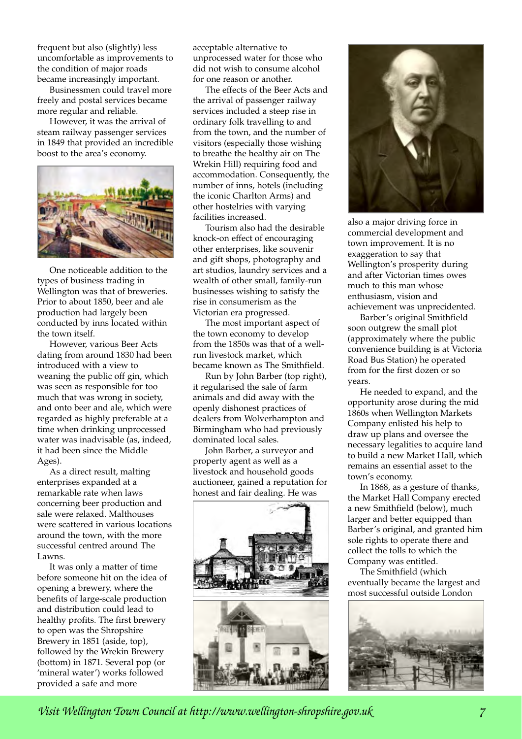frequent but also (slightly) less uncomfortable as improvements to the condition of major roads became increasingly important.

Businessmen could travel more freely and postal services became more regular and reliable.

However, it was the arrival of steam railway passenger services in 1849 that provided an incredible boost to the area's economy.

One noticeable addition to the types of business trading in Wellington was that of breweries. Prior to about 1850, beer and ale production had largely been conducted by inns located within the town itself.

However, various Beer Acts dating from around 1830 had been introduced with a view to weaning the public off gin, which was seen as responsible for too much that was wrong in society, and onto beer and ale, which were regarded as highly preferable at a time when drinking unprocessed water was inadvisable (as, indeed, it had been since the Middle Ages).

As a direct result, malting enterprises expanded at a remarkable rate when laws concerning beer production and sale were relaxed. Malthouses were scattered in various locations around the town, with the more successful centred around The Lawns.

It was only a matter of time before someone hit on the idea of opening a brewery, where the benefits of large-scale production and distribution could lead to healthy profits. The first brewery to open was the Shropshire Brewery in 1851 (aside, top), followed by the Wrekin Brewery (bottom) in 1871. Several pop (or 'mineral water') works followed provided a safe and more acceptable alternative to unprocessed water for those who did not wish to consume alcohol for one reason or another.

The effects of the Beer Acts and the arrival of passenger railway services included a steep rise in ordinary folk travelling to and from the town, and the number of visitors (especially those wishing to breathe the healthy air on The Wrekin Hill) requiring food and accommodation. Consequently, the number of inns, hotels (including the iconic Charlton Arms) and other hostelries with varying facilities increased.

Tourism also had the desirable knock-on effect of encouraging other enterprises, like souvenir and gift shops, photography and art studios, laundry services and a wealth of other small, family-run businesses wishing to satisfy the rise in consumerism as the Victorian era progressed.

The most important aspect of the town economy to develop from the 1850s was that of a well-run livestock market, which became known as The Smithfield.

Run by John Barber (top right), it regularised the sale of farm animals and did away with the openly dishonest practices of dealers from Wolverhampton and Birmingham who had previously dominated local sales.

John Barber, a surveyor and property agent as well as a livestock and household goods auctioneer, gained a reputation for honest and fair dealing. He was also a major driving force in commercial development and town improvement. It is no exaggeration to say that Wellington's prosperity during and after Victorian times owes much to this man whose enthusiasm, vision and achievement was unprecidented.

Barber's original Smithfield soon outgrew the small plot (approximately where the public convenience building is at Victoria Road Bus Station) he operated from for the first dozen or so years.

He needed to expand, and the opportunity arose during the mid 1860s when Wellington Markets Company enlisted his help to draw up plans and oversee the necessary legalities to acquire land to build a new Market Hall, which remains an essential asset to the town's economy.

In 1868, as a gesture of thanks, the Market Hall Company erected a new Smithfield (below), much larger and better equipped than Barber's original, and granted him sole rights to operate there and collect the tolls to which the Company was entitled.

The Smithfield (which eventually became the largest and most successful outside London

*Visit Wellington Town Council at http://www.wellington-shropshire.gov.uk*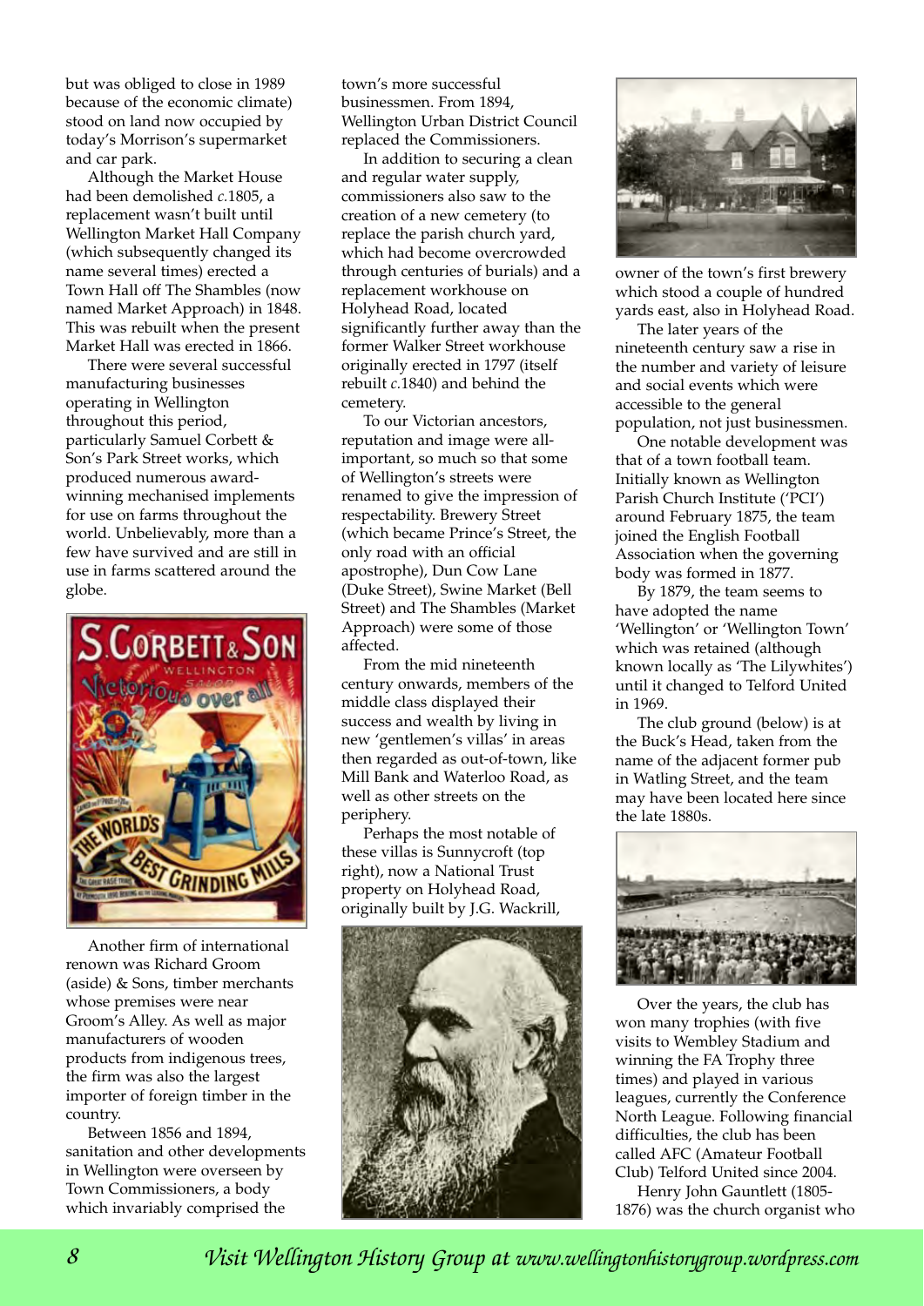but was obliged to close in 1989 because of the economic climate) stood on land now occupied by today's Morrison's supermarket and car park.

Although the Market House had been demolished *c.*1805, a replacement wasn't built until Wellington Market Hall Company (which subsequently changed its name several times) erected a Town Hall off The Shambles (now named Market Approach) in 1848. This was rebuilt when the present Market Hall was erected in 1866.

There were several successful manufacturing businesses operating in Wellington throughout this period, particularly Samuel Corbett & Son's Park Street works, which produced numerous award-winning mechanised implements for use on farms throughout the world. Unbelievably, more than a few have survived and are still in use in farms scattered around the globe.

Another firm of international renown was Richard Groom (aside) & Sons, timber merchants whose premises were near Groom's Alley. As well as major manufacturers of wooden products from indigenous trees, the firm was also the largest importer of foreign timber in the country.

Between 1856 and 1894, sanitation and other developments in Wellington were overseen by Town Commissioners, a body which invariably comprised the town's more successful businessmen. From 1894, Wellington Urban District Council replaced the Commissioners.

In addition to securing a clean and regular water supply, commissioners also saw to the creation of a new cemetery (to replace the parish church yard, which had become overcrowded through centuries of burials) and a replacement workhouse on Holyhead Road, located significantly further away than the former Walker Street workhouse originally erected in 1797 (itself rebuilt *c.*1840) and behind the cemetery.

To our Victorian ancestors, reputation and image were all-important, so much so that some of Wellington's streets were renamed to give the impression of respectability. Brewery Street (which became Prince's Street, the only road with an official apostrophe), Dun Cow Lane (Duke Street), Swine Market (Bell Street) and The Shambles (Market Approach) were some of those affected.

From the mid nineteenth century onwards, members of the middle class displayed their success and wealth by living in new 'gentlemen's villas' in areas then regarded as out-of-town, like Mill Bank and Waterloo Road, as well as other streets on the periphery.

Perhaps the most notable of these villas is Sunnycroft (top right), now a National Trust property on Holyhead Road, originally built by J.G. Wackrill, owner of the town's first brewery which stood a couple of hundred yards east, also in Holyhead Road.

The later years of the nineteenth century saw a rise in the number and variety of leisure and social events which were accessible to the general population, not just businessmen.

One notable development was that of a town football team. Initially known as Wellington Parish Church Institute ('PCI') around February 1875, the team joined the English Football Association when the governing body was formed in 1877.

By 1879, the team seems to have adopted the name 'Wellington' or 'Wellington Town' which was retained (although known locally as 'The Lilywhites') until it changed to Telford United in 1969.

The club ground (below) is at the Buck's Head, taken from the name of the adjacent former pub in Watling Street, and the team may have been located here since the late 1880s.

Over the years, the club has won many trophies (with five visits to Wembley Stadium and winning the FA Trophy three times) and played in various leagues, currently the Conference North League. Following financial difficulties, the club has been called AFC (Amateur Football Club) Telford United since 2004.

Henry John Gauntlett (1805-1876) was the church organist who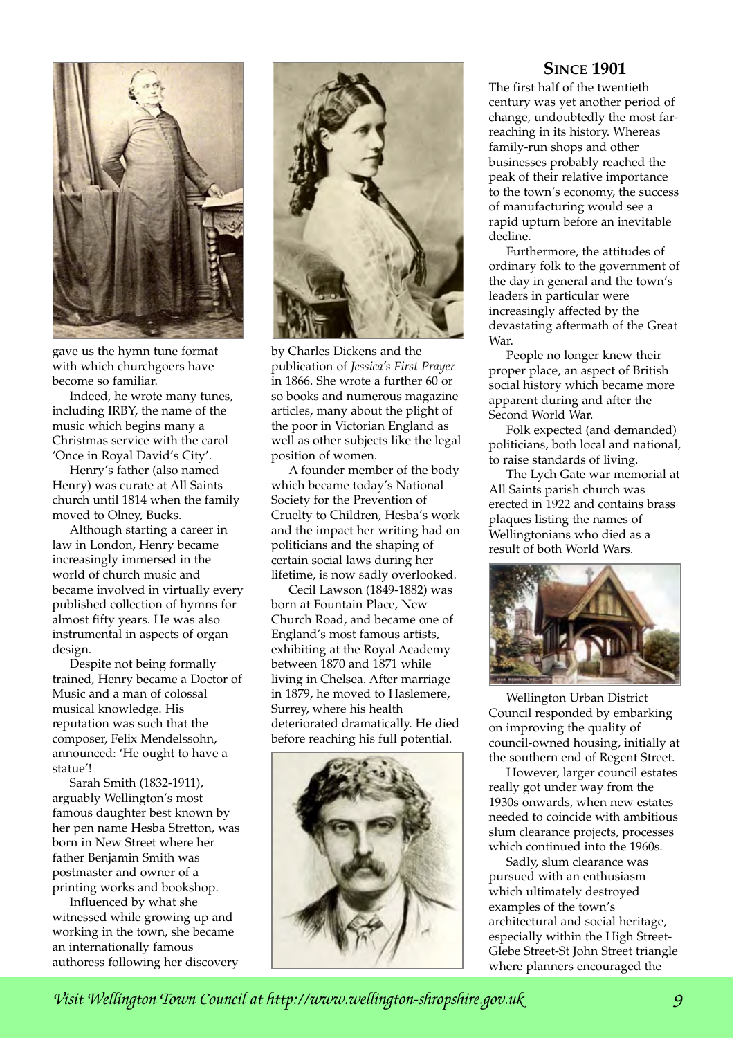gave us the hymn tune format with which churchgoers have become so familiar.

Indeed, he wrote many tunes, including IRBY, the name of the music which begins many a Christmas service with the carol 'Once in Royal David's City'.

Henry's father (also named Henry) was curate at All Saints church until 1814 when the family moved to Olney, Bucks.

Although starting a career in law in London, Henry became increasingly immersed in the world of church music and became involved in virtually every published collection of hymns for almost fifty years. He was also instrumental in aspects of organ design.

Despite not being formally trained, Henry became a Doctor of Music and a man of colossal musical knowledge. His reputation was such that the composer, Felix Mendelssohn, announced: 'He ought to have a statue'!

Sarah Smith (1832-1911), arguably Wellington's most famous daughter best known by her pen name Hesba Stretton, was born in New Street where her father Benjamin Smith was postmaster and owner of a printing works and bookshop.

Influenced by what she witnessed while growing up and working in the town, she became an internationally famous authoress following her discovery by Charles Dickens and the publication of *Jessica's First Prayer* in 1866. She wrote a further 60 or so books and numerous magazine articles, many about the plight of the poor in Victorian England as well as other subjects like the legal position of women.

A founder member of the body which became today's National Society for the Prevention of Cruelty to Children, Hesba's work and the impact her writing had on politicians and the shaping of certain social laws during her lifetime, is now sadly overlooked.

Cecil Lawson (1849-1882) was born at Fountain Place, New Church Road, and became one of England's most famous artists, exhibiting at the Royal Academy between 1870 and 1871 while living in Chelsea. After marriage in 1879, he moved to Haslemere, Surrey, where his health deteriorated dramatically. He died before reaching his full potential.

## Since 1901

The first half of the twentieth century was yet another period of change, undoubtedly the most far-reaching in its history. Whereas family-run shops and other businesses probably reached the peak of their relative importance to the town's economy, the success of manufacturing would see a rapid upturn before an inevitable decline.

Furthermore, the attitudes of ordinary folk to the government of the day in general and the town's leaders in particular were increasingly affected by the devastating aftermath of the Great War.

People no longer knew their proper place, an aspect of British social history which became more apparent during and after the Second World War.

Folk expected (and demanded) politicians, both local and national, to raise standards of living.

The Lych Gate war memorial at All Saints parish church was erected in 1922 and contains brass plaques listing the names of Wellingtonians who died as a result of both World Wars.

Wellington Urban District Council responded by embarking on improving the quality of council-owned housing, initially at the southern end of Regent Street.

However, larger council estates really got under way from the 1930s onwards, when new estates needed to coincide with ambitious slum clearance projects, processes which continued into the 1960s.

Sadly, slum clearance was pursued with an enthusiasm which ultimately destroyed examples of the town's architectural and social heritage, especially within the High Street-Glebe Street-St John Street triangle where planners encouraged the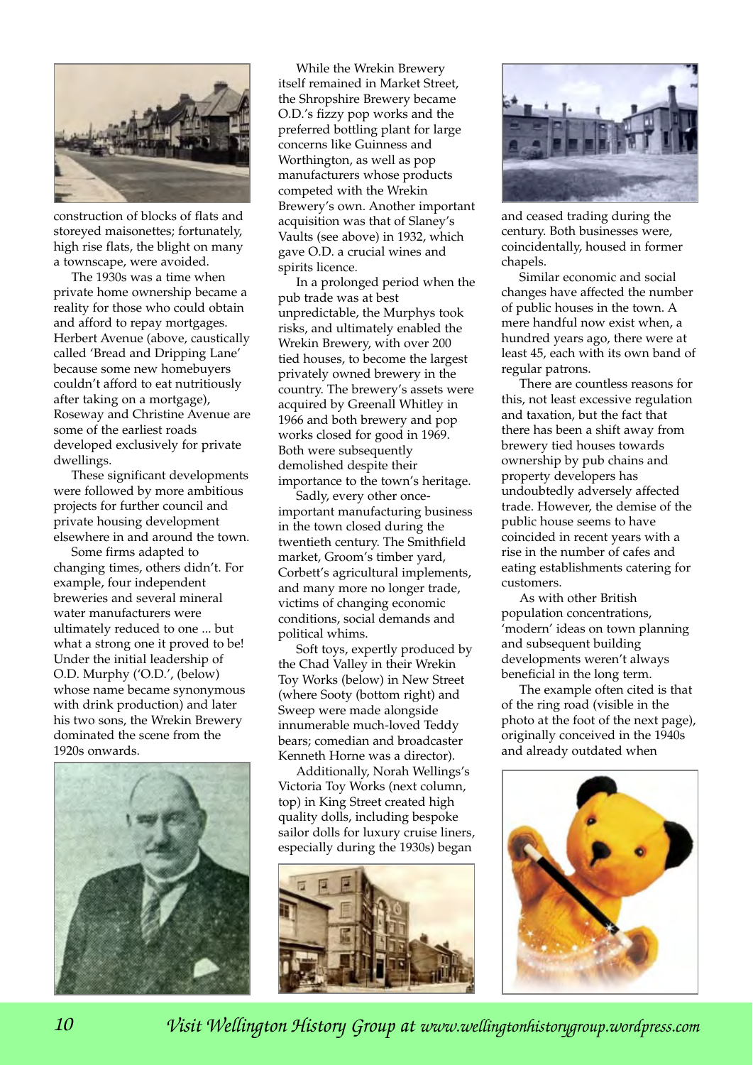construction of blocks of flats and storeyed maisonettes; fortunately, high rise flats, the blight on many a townscape, were avoided.

The 1930s was a time when private home ownership became a reality for those who could obtain and afford to repay mortgages. Herbert Avenue (above, caustically called 'Bread and Dripping Lane' because some new homebuyers couldn't afford to eat nutritiously after taking on a mortgage), Roseway and Christine Avenue are some of the earliest roads developed exclusively for private dwellings.

These significant developments were followed by more ambitious projects for further council and private housing development elsewhere in and around the town.

Some firms adapted to changing times, others didn't. For example, four independent breweries and several mineral water manufacturers were ultimately reduced to one ... but what a strong one it proved to be! Under the initial leadership of O.D. Murphy ('O.D.', (below) whose name became synonymous with drink production) and later his two sons, the Wrekin Brewery dominated the scene from the 1920s onwards.

While the Wrekin Brewery itself remained in Market Street, the Shropshire Brewery became O.D.'s fizzy pop works and the preferred bottling plant for large concerns like Guinness and Worthington, as well as pop manufacturers whose products competed with the Wrekin Brewery's own. Another important acquisition was that of Slaney's Vaults (see above) in 1932, which gave O.D. a crucial wines and spirits licence.

In a prolonged period when the pub trade was at best unpredictable, the Murphys took risks, and ultimately enabled the Wrekin Brewery, with over 200 tied houses, to become the largest privately owned brewery in the country. The brewery's assets were acquired by Greenall Whitley in 1966 and both brewery and pop works closed for good in 1969. Both were subsequently demolished despite their importance to the town's heritage.

Sadly, every other once-important manufacturing business in the town closed during the twentieth century. The Smithfield market, Groom's timber yard, Corbett's agricultural implements, and many more no longer trade, victims of changing economic conditions, social demands and political whims.

Soft toys, expertly produced by the Chad Valley in their Wrekin Toy Works (below) in New Street (where Sooty (bottom right) and Sweep were made alongside innumerable much-loved Teddy bears; comedian and broadcaster Kenneth Horne was a director).

Additionally, Norah Wellings's Victoria Toy Works (next column, top) in King Street created high quality dolls, including bespoke sailor dolls for luxury cruise liners, especially during the 1930s) began and ceased trading during the century. Both businesses were, coincidentally, housed in former chapels.

Similar economic and social changes have affected the number of public houses in the town. A mere handful now exist when, a hundred years ago, there were at least 45, each with its own band of regular patrons.

There are countless reasons for this, not least excessive regulation and taxation, but the fact that there has been a shift away from brewery tied houses towards ownership by pub chains and property developers has undoubtedly adversely affected trade. However, the demise of the public house seems to have coincided in recent years with a rise in the number of cafes and eating establishments catering for customers.

As with other British population concentrations, 'modern' ideas on town planning and subsequent building developments weren't always beneficial in the long term.

The example often cited is that of the ring road (visible in the photo at the foot of the next page), originally conceived in the 1940s and already outdated when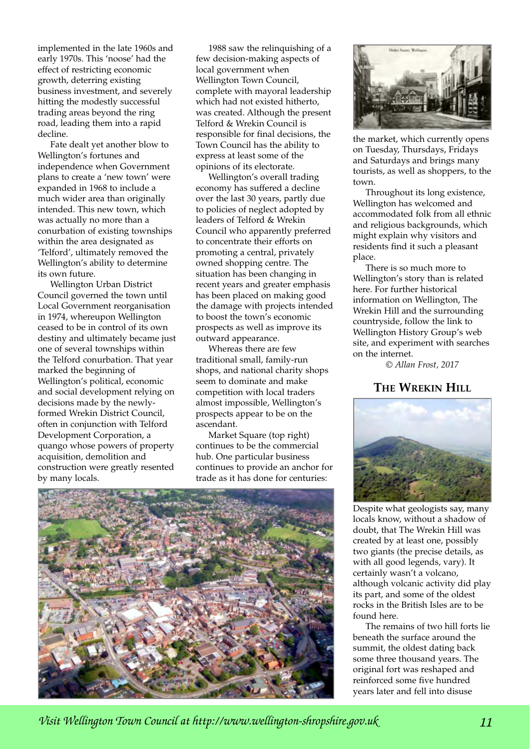implemented in the late 1960s and early 1970s. This 'noose' had the effect of restricting economic growth, deterring existing business investment, and severely hitting the modestly successful trading areas beyond the ring road, leading them into a rapid decline.

Fate dealt yet another blow to Wellington's fortunes and independence when Government plans to create a 'new town' were expanded in 1968 to include a much wider area than originally intended. This new town, which was actually no more than a conurbation of existing townships within the area designated as 'Telford', ultimately removed the Wellington's ability to determine its own future.

Wellington Urban District Council governed the town until Local Government reorganisation in 1974, whereupon Wellington ceased to be in control of its own destiny and ultimately became just one of several townships within the Telford conurbation. That year marked the beginning of Wellington's political, economic and social development relying on decisions made by the newly-formed Wrekin District Council, often in conjunction with Telford Development Corporation, a quango whose powers of property acquisition, demolition and construction were greatly resented by many locals.

1988 saw the relinquishing of a few decision-making aspects of local government when Wellington Town Council, complete with mayoral leadership which had not existed hitherto, was created. Although the present Telford & Wrekin Council is responsible for final decisions, the Town Council has the ability to express at least some of the opinions of its electorate.

Wellington's overall trading economy has suffered a decline over the last 30 years, partly due to policies of neglect adopted by leaders of Telford & Wrekin Council who apparently preferred to concentrate their efforts on promoting a central, privately owned shopping centre. The situation has been changing in recent years and greater emphasis has been placed on making good the damage with projects intended to boost the town's economic prospects as well as improve its outward appearance.

Whereas there are few traditional small, family-run shops, and national charity shops seem to dominate and make competition with local traders almost impossible, Wellington's prospects appear to be on the ascendant.

Market Square (top right) continues to be the commercial hub. One particular business continues to provide an anchor for trade as it has done for centuries: the market, which currently opens on Tuesday, Thursdays, Fridays and Saturdays and brings many tourists, as well as shoppers, to the town.

Throughout its long existence, Wellington has welcomed and accommodated folk from all ethnic and religious backgrounds, which might explain why visitors and residents find it such a pleasant place.

There is so much more to Wellington's story than is related here. For further historical information on Wellington, The Wrekin Hill and the surrounding countryside, follow the link to Wellington History Group's web site, and experiment with searches on the internet.

*© Allan Frost, 2017*

## The Wrekin Hill

Despite what geologists say, many locals know, without a shadow of doubt, that The Wrekin Hill was created by at least one, possibly two giants (the precise details, as with all good legends, vary). It certainly wasn't a volcano, although volcanic activity did play its part, and some of the oldest rocks in the British Isles are to be found here.

The remains of two hill forts lie beneath the surface around the summit, the oldest dating back some three thousand years. The original fort was reshaped and reinforced some five hundred years later and fell into disuse

*Visit Wellington Town Council at http://www.wellington-shropshire.gov.uk*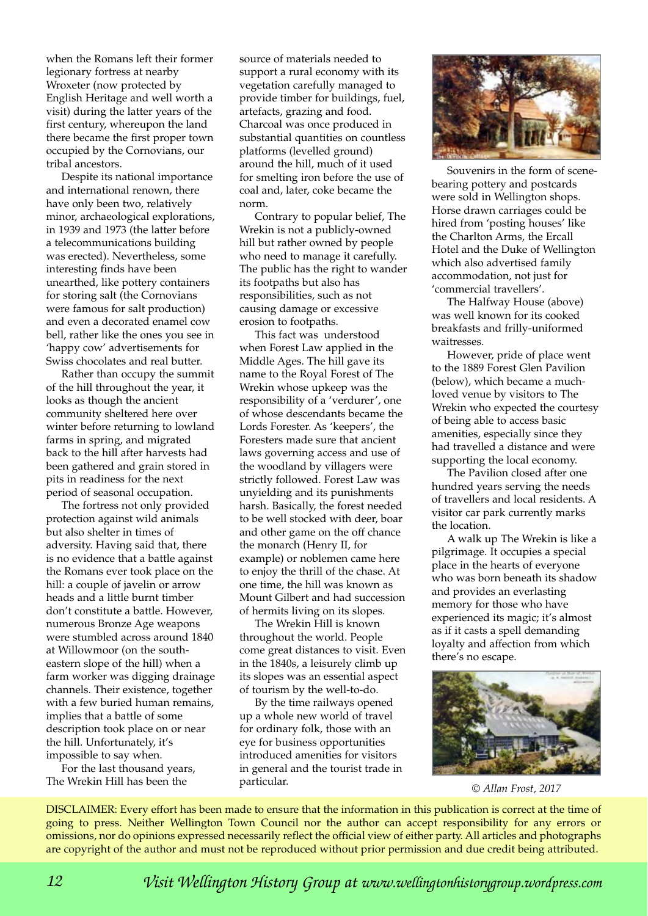when the Romans left their former legionary fortress at nearby Wroxeter (now protected by English Heritage and well worth a visit) during the latter years of the first century, whereupon the land there became the first proper town occupied by the Cornovians, our tribal ancestors.

Despite its national importance and international renown, there have only been two, relatively minor, archaeological explorations, in 1939 and 1973 (the latter before a telecommunications building was erected). Nevertheless, some interesting finds have been unearthed, like pottery containers for storing salt (the Cornovians were famous for salt production) and even a decorated enamel cow bell, rather like the ones you see in 'happy cow' advertisements for Swiss chocolates and real butter.

Rather than occupy the summit of the hill throughout the year, it looks as though the ancient community sheltered here over winter before returning to lowland farms in spring, and migrated back to the hill after harvests had been gathered and grain stored in pits in readiness for the next period of seasonal occupation.

The fortress not only provided protection against wild animals but also shelter in times of adversity. Having said that, there is no evidence that a battle against the Romans ever took place on the hill: a couple of javelin or arrow heads and a little burnt timber don't constitute a battle. However, numerous Bronze Age weapons were stumbled across around 1840 at Willowmoor (on the south-eastern slope of the hill) when a farm worker was digging drainage channels. Their existence, together with a few buried human remains, implies that a battle of some description took place on or near the hill. Unfortunately, it's impossible to say when.

For the last thousand years, The Wrekin Hill has been the source of materials needed to support a rural economy with its vegetation carefully managed to provide timber for buildings, fuel, artefacts, grazing and food. Charcoal was once produced in substantial quantities on countless platforms (levelled ground) around the hill, much of it used for smelting iron before the use of coal and, later, coke became the norm.

Contrary to popular belief, The Wrekin is not a publicly-owned hill but rather owned by people who need to manage it carefully. The public has the right to wander its footpaths but also has responsibilities, such as not causing damage or excessive erosion to footpaths.

This fact was understood when Forest Law applied in the Middle Ages. The hill gave its name to the Royal Forest of The Wrekin whose upkeep was the responsibility of a 'verdurer', one of whose descendants became the Lords Forester. As 'keepers', the Foresters made sure that ancient laws governing access and use of the woodland by villagers were strictly followed. Forest Law was unyielding and its punishments harsh. Basically, the forest needed to be well stocked with deer, boar and other game on the off chance the monarch (Henry II, for example) or noblemen came here to enjoy the thrill of the chase. At one time, the hill was known as Mount Gilbert and had succession of hermits living on its slopes.

The Wrekin Hill is known throughout the world. People come great distances to visit. Even in the 1840s, a leisurely climb up its slopes was an essential aspect of tourism by the well-to-do.

By the time railways opened up a whole new world of travel for ordinary folk, those with an eye for business opportunities introduced amenities for visitors in general and the tourist trade in particular.

Souvenirs in the form of scene-bearing pottery and postcards were sold in Wellington shops. Horse drawn carriages could be hired from 'posting houses' like the Charlton Arms, the Ercall Hotel and the Duke of Wellington which also advertised family accommodation, not just for 'commercial travellers'.

The Halfway House (above) was well known for its cooked breakfasts and frilly-uniformed waitresses.

However, pride of place went to the 1889 Forest Glen Pavilion (below), which became a much-loved venue by visitors to The Wrekin who expected the courtesy of being able to access basic amenities, especially since they had travelled a distance and were supporting the local economy.

The Pavilion closed after one hundred years serving the needs of travellers and local residents. A visitor car park currently marks the location.

A walk up The Wrekin is like a pilgrimage. It occupies a special place in the hearts of everyone who was born beneath its shadow and provides an everlasting memory for those who have experienced its magic; it's almost as if it casts a spell demanding loyalty and affection from which there's no escape.

*© Allan Frost, 2017*

DISCLAIMER: Every effort has been made to ensure that the information in this publication is correct at the time of going to press. Neither Wellington Town Council nor the author can accept responsibility for any errors or omissions, nor do opinions expressed necessarily reflect the official view of either party. All articles and photographs are copyright of the author and must not be reproduced without prior permission and due credit being attributed.

*Visit Wellington History Group at www.wellingtonhistorygroup.wordpress.com*